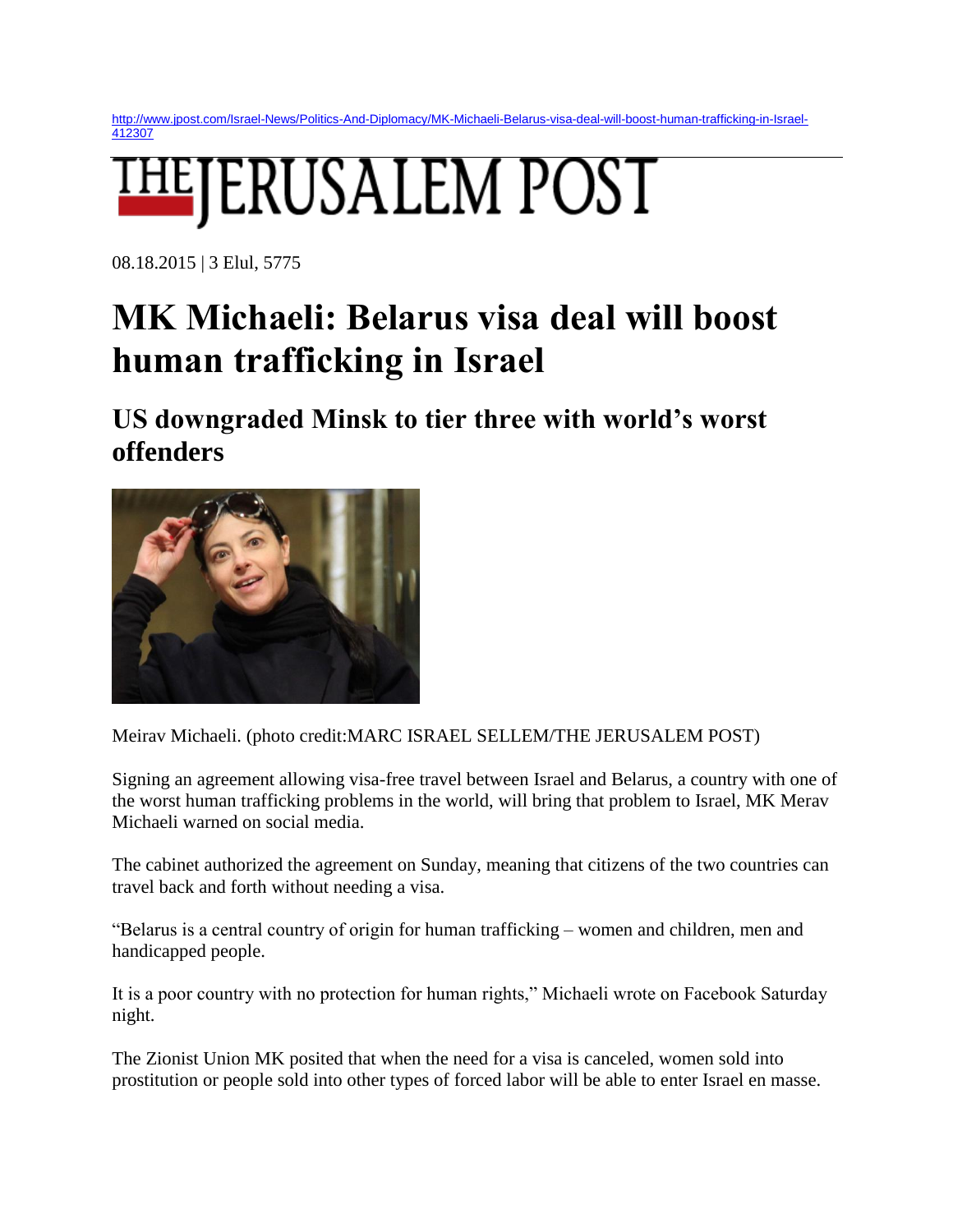http://www.jpost.com/Israel-News/Politics-And-Diplomacy/MK-Michaeli-Belarus-visa-deal-will-boost-human-trafficking-in-Israel-412307

THE JERUSALEM POST

08.18.2015 | 3 Elul, 5775

# MK Michaeli: Belarus visa deal will boost human trafficking in Israel

## US downgraded Minsk to tier three with world's worst offenders

Meirav Michaeli. (photo credit:MARC ISRAEL SELLEM/THE JERUSALEM POST)

Signing an agreement allowing visa-free travel between Israel and Belarus, a country with one of the worst human trafficking problems in the world, will bring that problem to Israel, MK Merav Michaeli warned on social media.

The cabinet authorized the agreement on Sunday, meaning that citizens of the two countries can travel back and forth without needing a visa.

"Belarus is a central country of origin for human trafficking – women and children, men and handicapped people.

It is a poor country with no protection for human rights," Michaeli wrote on Facebook Saturday night.

The Zionist Union MK posited that when the need for a visa is canceled, women sold into prostitution or people sold into other types of forced labor will be able to enter Israel en masse.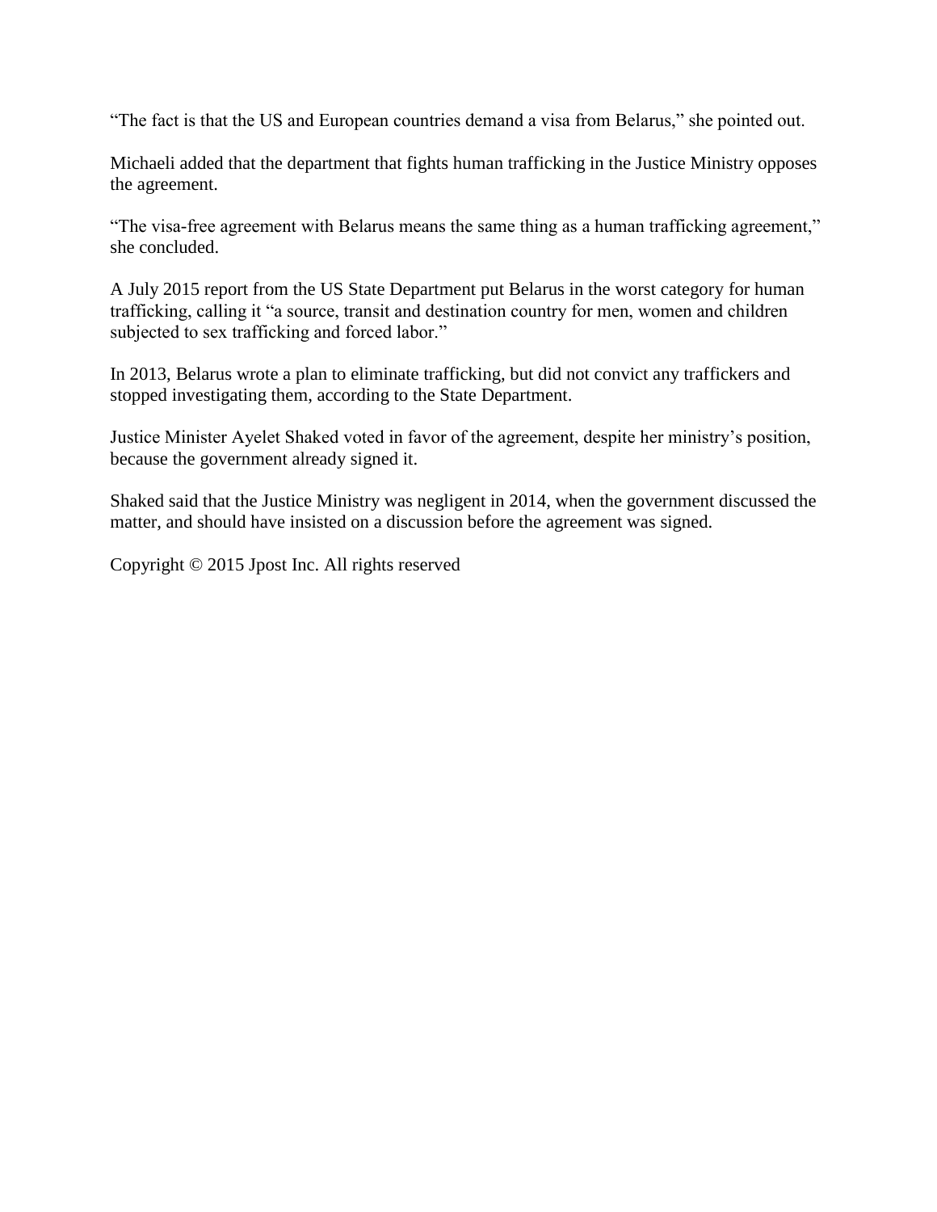"The fact is that the US and European countries demand a visa from Belarus," she pointed out.

Michaeli added that the department that fights human trafficking in the Justice Ministry opposes the agreement.

"The visa-free agreement with Belarus means the same thing as a human trafficking agreement," she concluded.

A July 2015 report from the US State Department put Belarus in the worst category for human trafficking, calling it "a source, transit and destination country for men, women and children subjected to sex trafficking and forced labor."

In 2013, Belarus wrote a plan to eliminate trafficking, but did not convict any traffickers and stopped investigating them, according to the State Department.

Justice Minister Ayelet Shaked voted in favor of the agreement, despite her ministry's position, because the government already signed it.

Shaked said that the Justice Ministry was negligent in 2014, when the government discussed the matter, and should have insisted on a discussion before the agreement was signed.

Copyright © 2015 Jpost Inc. All rights reserved